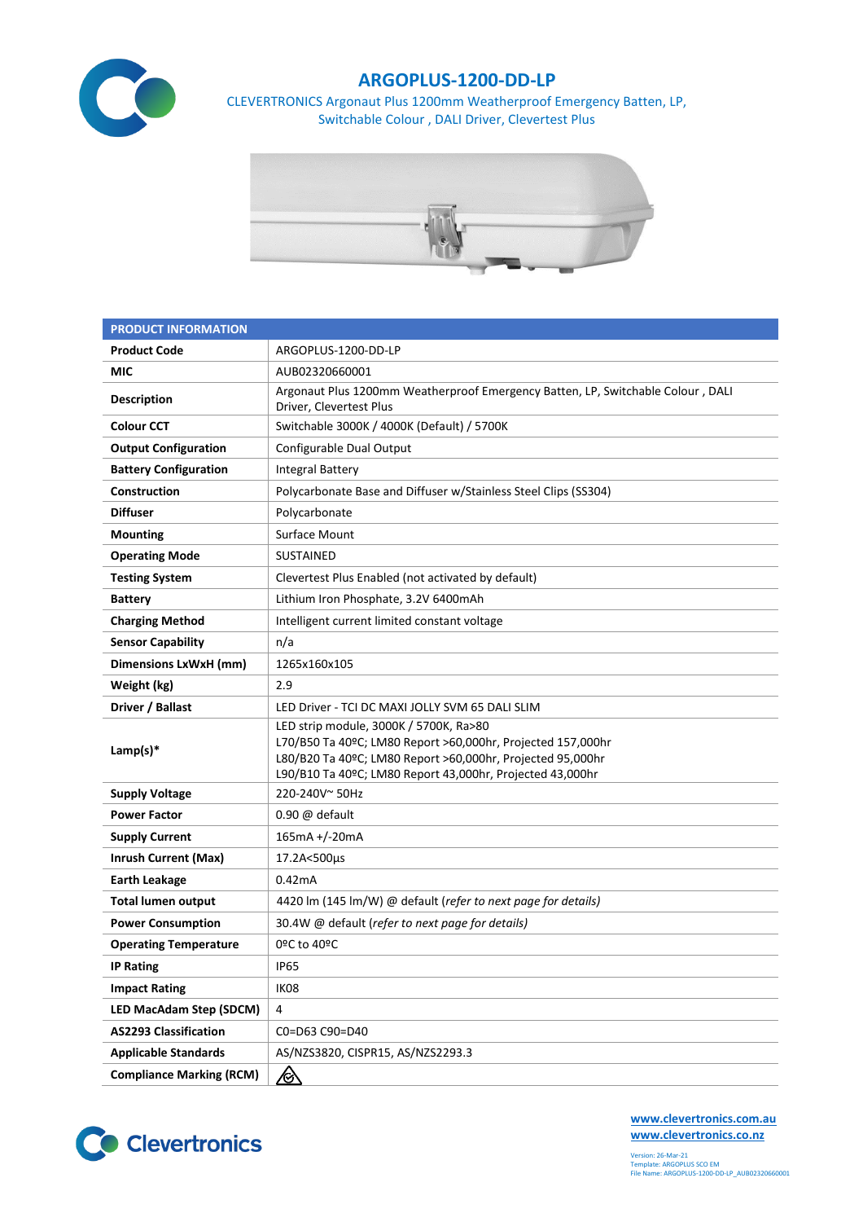# ARGOPLUS-1200-DD-LP

CLEVERTRONICS Argonaut Plus 1200mm Weatherproof Emergency Batten, LP, Switchable Colour , DALI Driver, Clevertest Plus

| PRODUCT INFORMATION | |
|---|---|
| **Product Code** | ARGOPLUS-1200-DD-LP |
| **MIC** | AUB02320660001 |
| **Description** | Argonaut Plus 1200mm Weatherproof Emergency Batten, LP, Switchable Colour , DALI Driver, Clevertest Plus |
| **Colour CCT** | Switchable 3000K / 4000K (Default) / 5700K |
| **Output Configuration** | Configurable Dual Output |
| **Battery Configuration** | Integral Battery |
| **Construction** | Polycarbonate Base and Diffuser w/Stainless Steel Clips (SS304) |
| **Diffuser** | Polycarbonate |
| **Mounting** | Surface Mount |
| **Operating Mode** | SUSTAINED |
| **Testing System** | Clevertest Plus Enabled (not activated by default) |
| **Battery** | Lithium Iron Phosphate, 3.2V 6400mAh |
| **Charging Method** | Intelligent current limited constant voltage |
| **Sensor Capability** | n/a |
| **Dimensions LxWxH (mm)** | 1265x160x105 |
| **Weight (kg)** | 2.9 |
| **Driver / Ballast** | LED Driver - TCI DC MAXI JOLLY SVM 65 DALI SLIM |
| **Lamp(s)*** | LED strip module, 3000K / 5700K, Ra>80<br>L70/B50 Ta 40ºC; LM80 Report >60,000hr, Projected 157,000hr<br>L80/B20 Ta 40ºC; LM80 Report >60,000hr, Projected 95,000hr<br>L90/B10 Ta 40ºC; LM80 Report 43,000hr, Projected 43,000hr |
| **Supply Voltage** | 220-240V~ 50Hz |
| **Power Factor** | 0.90 @ default |
| **Supply Current** | 165mA +/-20mA |
| **Inrush Current (Max)** | 17.2A<500µs |
| **Earth Leakage** | 0.42mA |
| **Total lumen output** | 4420 lm (145 lm/W) @ default (*refer to next page for details)* |
| **Power Consumption** | 30.4W @ default (*refer to next page for details)* |
| **Operating Temperature** | 0ºC to 40ºC |
| **IP Rating** | IP65 |
| **Impact Rating** | IK08 |
| **LED MacAdam Step (SDCM)** | 4 |
| **AS2293 Classification** | C0=D63 C90=D40 |
| **Applicable Standards** | AS/NZS3820, CISPR15, AS/NZS2293.3 |
| **Compliance Marking (RCM)** | |

www.clevertronics.com.au
www.clevertronics.co.nz

Version: 26-Mar-21
Template: ARGOPLUS SCO EM
File Name: ARGOPLUS-1200-DD-LP_AUB02320660001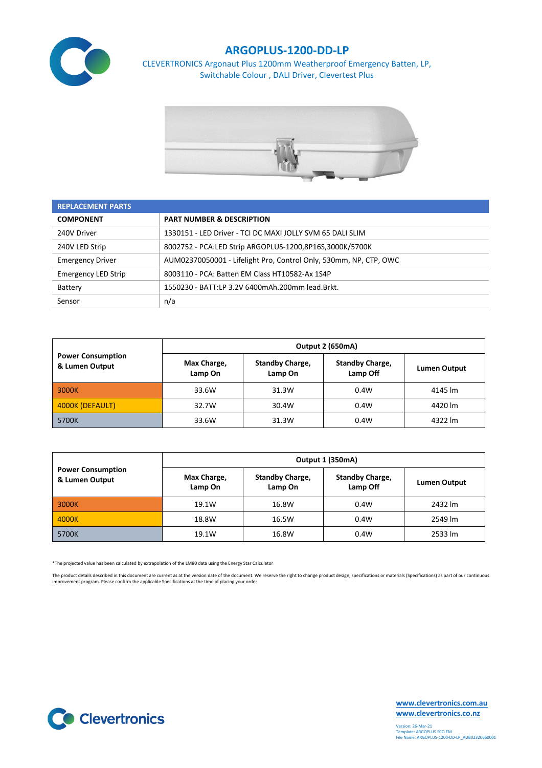# ARGOPLUS-1200-DD-LP

CLEVERTRONICS Argonaut Plus 1200mm Weatherproof Emergency Batten, LP, Switchable Colour , DALI Driver, Clevertest Plus

| REPLACEMENT PARTS | |
|---|---|
| **COMPONENT** | **PART NUMBER & DESCRIPTION** |
| 240V Driver | 1330151 - LED Driver - TCI DC MAXI JOLLY SVM 65 DALI SLIM |
| 240V LED Strip | 8002752 - PCA:LED Strip ARGOPLUS-1200,8P16S,3000K/5700K |
| Emergency Driver | AUM02370050001 - Lifelight Pro, Control Only, 530mm, NP, CTP, OWC |
| Emergency LED Strip | 8003110 - PCA: Batten EM Class HT10582-Ax 1S4P |
| Battery | 1550230 - BATT:LP 3.2V 6400mAh.200mm lead.Brkt. |
| Sensor | n/a |

| Power Consumption & Lumen Output | Output 2 (650mA) | | | |
|---|---|---|---|---|
| | Max Charge, Lamp On | Standby Charge, Lamp On | Standby Charge, Lamp Off | Lumen Output |
| 3000K | 33.6W | 31.3W | 0.4W | 4145 lm |
| 4000K (DEFAULT) | 32.7W | 30.4W | 0.4W | 4420 lm |
| 5700K | 33.6W | 31.3W | 0.4W | 4322 lm |

| Power Consumption & Lumen Output | Output 1 (350mA) | | | |
|---|---|---|---|---|
| | Max Charge, Lamp On | Standby Charge, Lamp On | Standby Charge, Lamp Off | Lumen Output |
| 3000K | 19.1W | 16.8W | 0.4W | 2432 lm |
| 4000K | 18.8W | 16.5W | 0.4W | 2549 lm |
| 5700K | 19.1W | 16.8W | 0.4W | 2533 lm |

*The projected value has been calculated by extrapolation of the LM80 data using the Energy Star Calculator

The product details described in this document are current as at the version date of the document. We reserve the right to change product design, specifications or materials (Specifications) as part of our continuous improvement program. Please confirm the applicable Specifications at the time of placing your order

www.clevertronics.com.au
www.clevertronics.co.nz

Version: 26-Mar-21
Template: ARGOPLUS SCO EM
File Name: ARGOPLUS-1200-DD-LP_AUB02320660001